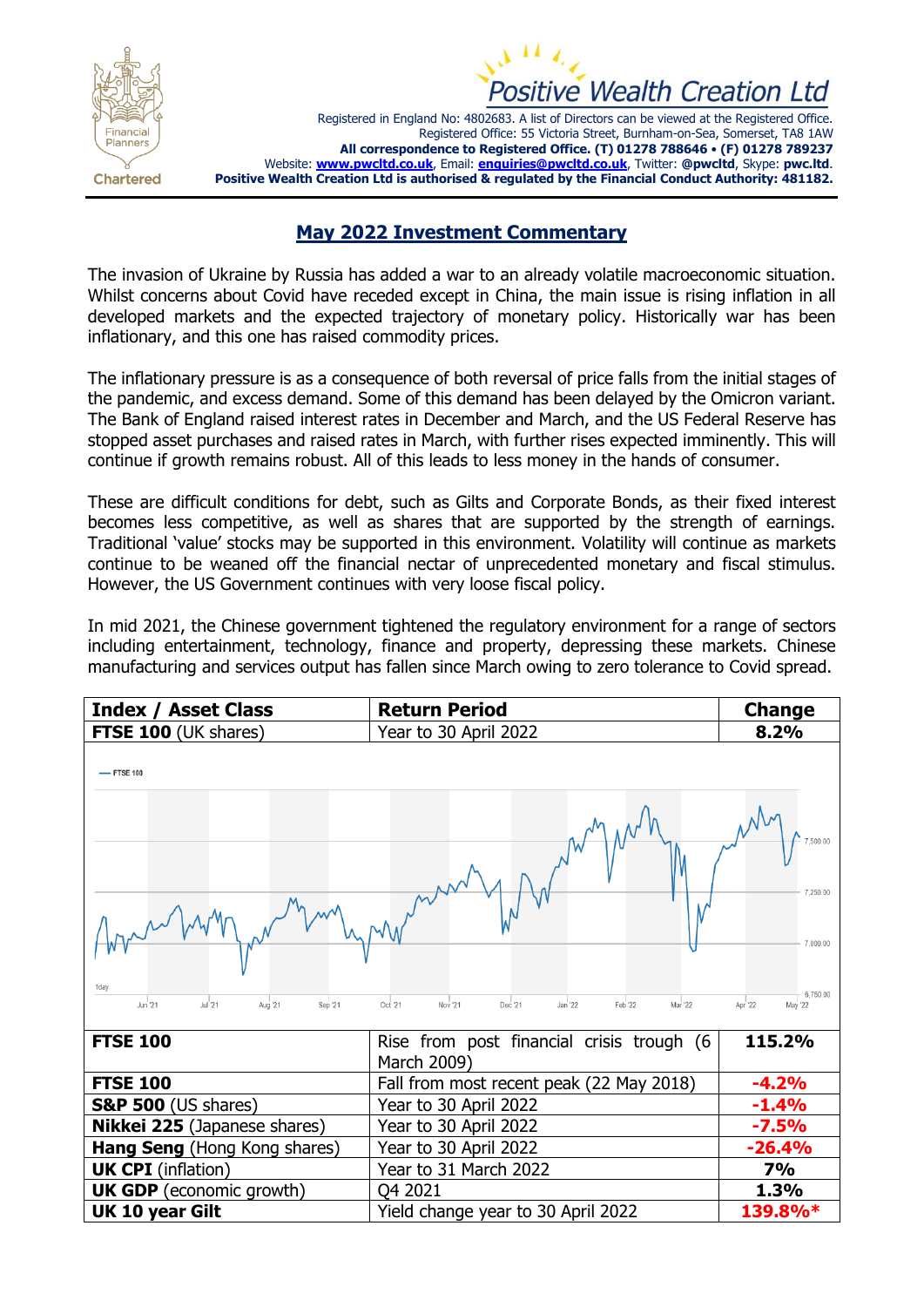Positive Wealth Creation Ltd

Registered in England No: 4802683. A list of Directors can be viewed at the Registered Office.
Registered Office: 55 Victoria Street, Burnham-on-Sea, Somerset, TA8 1AW
**All correspondence to Registered Office. (T) 01278 788646 • (F) 01278 789237**
Website: **www.pwcltd.co.uk**, Email: **enquiries@pwcltd.co.uk**, Twitter: **@pwcltd**, Skype: **pwc.ltd**.
**Positive Wealth Creation Ltd is authorised & regulated by the Financial Conduct Authority: 481182.**

# May 2022 Investment Commentary

The invasion of Ukraine by Russia has added a war to an already volatile macroeconomic situation. Whilst concerns about Covid have receded except in China, the main issue is rising inflation in all developed markets and the expected trajectory of monetary policy. Historically war has been inflationary, and this one has raised commodity prices.

The inflationary pressure is as a consequence of both reversal of price falls from the initial stages of the pandemic, and excess demand. Some of this demand has been delayed by the Omicron variant. The Bank of England raised interest rates in December and March, and the US Federal Reserve has stopped asset purchases and raised rates in March, with further rises expected imminently. This will continue if growth remains robust. All of this leads to less money in the hands of consumer.

These are difficult conditions for debt, such as Gilts and Corporate Bonds, as their fixed interest becomes less competitive, as well as shares that are supported by the strength of earnings. Traditional 'value' stocks may be supported in this environment. Volatility will continue as markets continue to be weaned off the financial nectar of unprecedented monetary and fiscal stimulus. However, the US Government continues with very loose fiscal policy.

In mid 2021, the Chinese government tightened the regulatory environment for a range of sectors including entertainment, technology, finance and property, depressing these markets. Chinese manufacturing and services output has fallen since March owing to zero tolerance to Covid spread.

| Index / Asset Class | Return Period | Change |
|---|---|---|
| **FTSE 100** (UK shares) | Year to 30 April 2022 | **8.2%** |
| **FTSE 100** | Rise from post financial crisis trough (6 March 2009) | **115.2%** |
| **FTSE 100** | Fall from most recent peak (22 May 2018) | **-4.2%** |
| **S&P 500** (US shares) | Year to 30 April 2022 | **-1.4%** |
| **Nikkei 225** (Japanese shares) | Year to 30 April 2022 | **-7.5%** |
| **Hang Seng** (Hong Kong shares) | Year to 30 April 2022 | **-26.4%** |
| **UK CPI** (inflation) | Year to 31 March 2022 | **7%** |
| **UK GDP** (economic growth) | Q4 2021 | **1.3%** |
| **UK 10 year Gilt** | Yield change year to 30 April 2022 | **139.8%*** |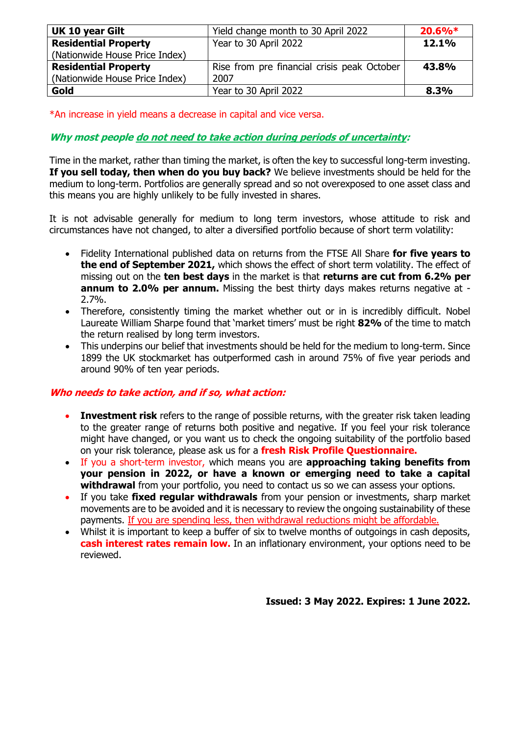| | | |
|---|---|---|
| **UK 10 year Gilt** | Yield change month to 30 April 2022 | **20.6%*** |
| **Residential Property** (Nationwide House Price Index) | Year to 30 April 2022 | **12.1%** |
| **Residential Property** (Nationwide House Price Index) | Rise from pre financial crisis peak October 2007 | **43.8%** |
| **Gold** | Year to 30 April 2022 | **8.3%** |

*An increase in yield means a decrease in capital and vice versa.

***Why most people do not need to take action during periods of uncertainty:***

Time in the market, rather than timing the market, is often the key to successful long-term investing. **If you sell today, then when do you buy back?** We believe investments should be held for the medium to long-term. Portfolios are generally spread and so not overexposed to one asset class and this means you are highly unlikely to be fully invested in shares.

It is not advisable generally for medium to long term investors, whose attitude to risk and circumstances have not changed, to alter a diversified portfolio because of short term volatility:

- Fidelity International published data on returns from the FTSE All Share **for five years to the end of September 2021,** which shows the effect of short term volatility. The effect of missing out on the **ten best days** in the market is that **returns are cut from 6.2% per annum to 2.0% per annum.** Missing the best thirty days makes returns negative at -2.7%.
- Therefore, consistently timing the market whether out or in is incredibly difficult. Nobel Laureate William Sharpe found that 'market timers' must be right **82%** of the time to match the return realised by long term investors.
- This underpins our belief that investments should be held for the medium to long-term. Since 1899 the UK stockmarket has outperformed cash in around 75% of five year periods and around 90% of ten year periods.

***Who needs to take action, and if so, what action:***

- **Investment risk** refers to the range of possible returns, with the greater risk taken leading to the greater range of returns both positive and negative. If you feel your risk tolerance might have changed, or you want us to check the ongoing suitability of the portfolio based on your risk tolerance, please ask us for a **fresh Risk Profile Questionnaire.**
- If you a short-term investor, which means you are **approaching taking benefits from your pension in 2022, or have a known or emerging need to take a capital withdrawal** from your portfolio, you need to contact us so we can assess your options.
- If you take **fixed regular withdrawals** from your pension or investments, sharp market movements are to be avoided and it is necessary to review the ongoing sustainability of these payments. If you are spending less, then withdrawal reductions might be affordable.
- Whilst it is important to keep a buffer of six to twelve months of outgoings in cash deposits, **cash interest rates remain low.** In an inflationary environment, your options need to be reviewed.

**Issued: 3 May 2022. Expires: 1 June 2022.**